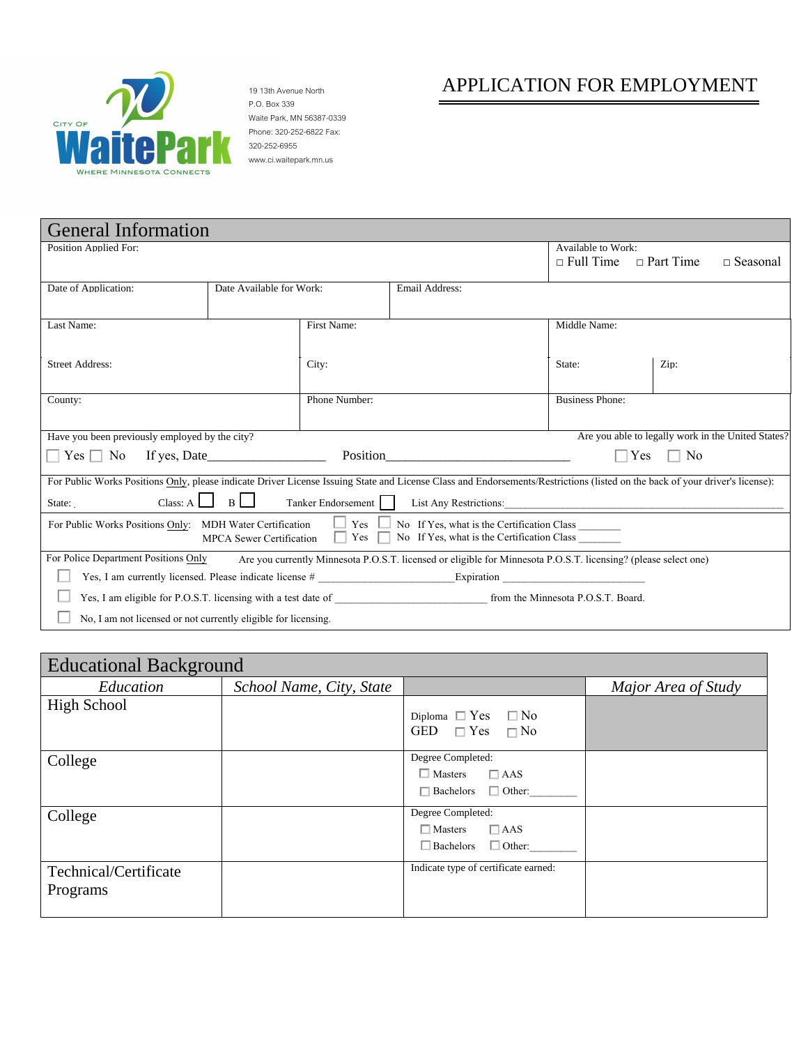CITY OF WaitePark
WHERE MINNESOTA CONNECTS

19 13th Avenue North
P.O. Box 339
Waite Park, MN 56387-0339
Phone: 320-252-6822 Fax: 320-252-6955
www.ci.waitepark.mn.us

# APPLICATION FOR EMPLOYMENT

## General Information

Position Applied For:

Available to Work: □ Full Time □ Part Time □ Seasonal

Date of Application: | Date Available for Work: | Email Address:

Last Name: | First Name: | Middle Name:

Street Address: | City: | State: | Zip:

County: | Phone Number: | Business Phone:

Have you been previously employed by the city? □ Yes □ No If yes, Date_________________ Position____________________________

Are you able to legally work in the United States? □ Yes □ No

For Public Works Positions Only, please indicate Driver License Issuing State and License Class and Endorsements/Restrictions (listed on the back of your driver's license):

State: Class: A □ B □ Tanker Endorsement □ List Any Restrictions:______________________________________________________

For Public Works Positions Only: MDH Water Certification □ Yes □ No If Yes, what is the Certification Class _______
MPCA Sewer Certification □ Yes □ No If Yes, what is the Certification Class _______

For Police Department Positions Only Are you currently Minnesota P.O.S.T. licensed or eligible for Minnesota P.O.S.T. licensing? (please select one)

□ Yes, I am currently licensed. Please indicate license # _______________________Expiration ________________________

□ Yes, I am eligible for P.O.S.T. licensing with a test date of __________________________ from the Minnesota P.O.S.T. Board.

□ No, I am not licensed or not currently eligible for licensing.

## Educational Background

| *Education* | *School Name, City, State* | | *Major Area of Study* |
|---|---|---|---|
| High School | | Diploma □ Yes □ No<br>GED □ Yes □ No | |
| College | | Degree Completed:<br>□ Masters □ AAS<br>□ Bachelors □ Other:________ | |
| College | | Degree Completed:<br>□ Masters □ AAS<br>□ Bachelors □ Other:________ | |
| Technical/Certificate Programs | | Indicate type of certificate earned: | |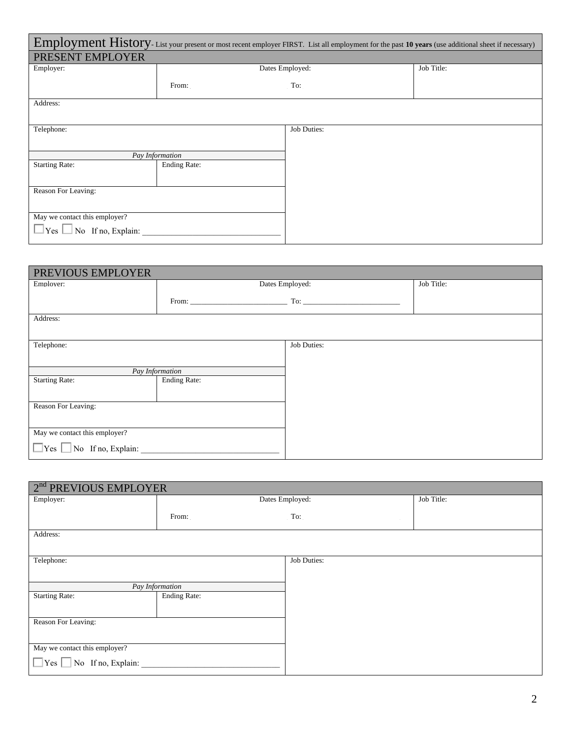## Employment History

- List your present or most recent employer FIRST. List all employment for the past **10 years** (use additional sheet if necessary)

### PRESENT EMPLOYER

| Employer: | Dates Employed: From: To: | Job Title: |
|---|---|---|
| Address: | | |
| Telephone: | Job Duties: | |

| *Pay Information* | |
|---|---|
| Starting Rate: | Ending Rate: |
| Reason For Leaving: | |
| May we contact this employer? ☐ Yes ☐ No If no, Explain: ______________________________ | |

### PREVIOUS EMPLOYER

| Employer: | Dates Employed: From: ________________________ To: ________________________ | Job Title: |
|---|---|---|
| Address: | | |
| Telephone: | Job Duties: | |

| *Pay Information* | |
|---|---|
| Starting Rate: | Ending Rate: |
| Reason For Leaving: | |
| May we contact this employer? ☐ Yes ☐ No If no, Explain: ______________________________ | |

### 2nd PREVIOUS EMPLOYER

| Employer: | Dates Employed: From: To: | Job Title: |
|---|---|---|
| Address: | | |
| Telephone: | Job Duties: | |

| *Pay Information* | |
|---|---|
| Starting Rate: | Ending Rate: |
| Reason For Leaving: | |
| May we contact this employer? ☐ Yes ☐ No If no, Explain: ______________________________ | |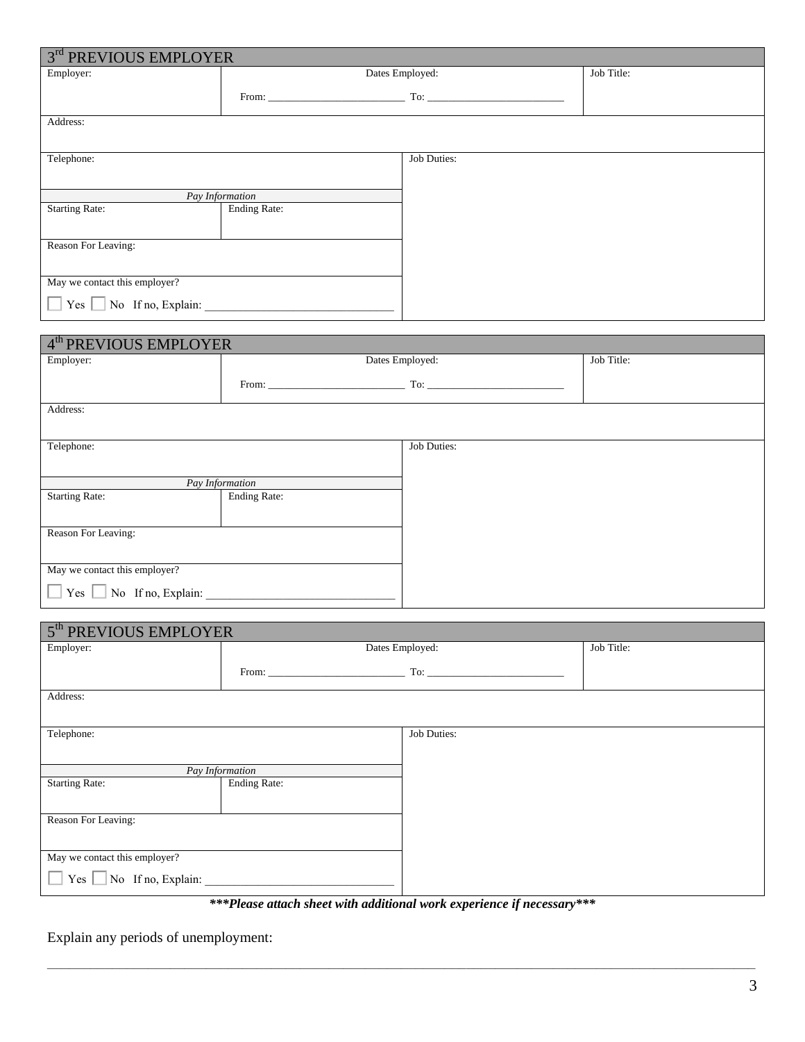## 3rd PREVIOUS EMPLOYER

| Employer: | Dates Employed: From: ______________ To: ______________ | Job Title: |
|---|---|---|
| Address: | | |
| Telephone: | Job Duties: | |
| *Pay Information* | | |
| Starting Rate: | Ending Rate: | |
| Reason For Leaving: | | |
| May we contact this employer? ☐ Yes ☐ No If no, Explain: ______________ | | |

## 4th PREVIOUS EMPLOYER

| Employer: | Dates Employed: From: ______________ To: ______________ | Job Title: |
|---|---|---|
| Address: | | |
| Telephone: | Job Duties: | |
| *Pay Information* | | |
| Starting Rate: | Ending Rate: | |
| Reason For Leaving: | | |
| May we contact this employer? ☐ Yes ☐ No If no, Explain: ______________ | | |

## 5th PREVIOUS EMPLOYER

| Employer: | Dates Employed: From: ______________ To: ______________ | Job Title: |
|---|---|---|
| Address: | | |
| Telephone: | Job Duties: | |
| *Pay Information* | | |
| Starting Rate: | Ending Rate: | |
| Reason For Leaving: | | |
| May we contact this employer? ☐ Yes ☐ No If no, Explain: ______________ | | |

***\*\*\*Please attach sheet with additional work experience if necessary\*\*\****

Explain any periods of unemployment:

______________________________________________________________________________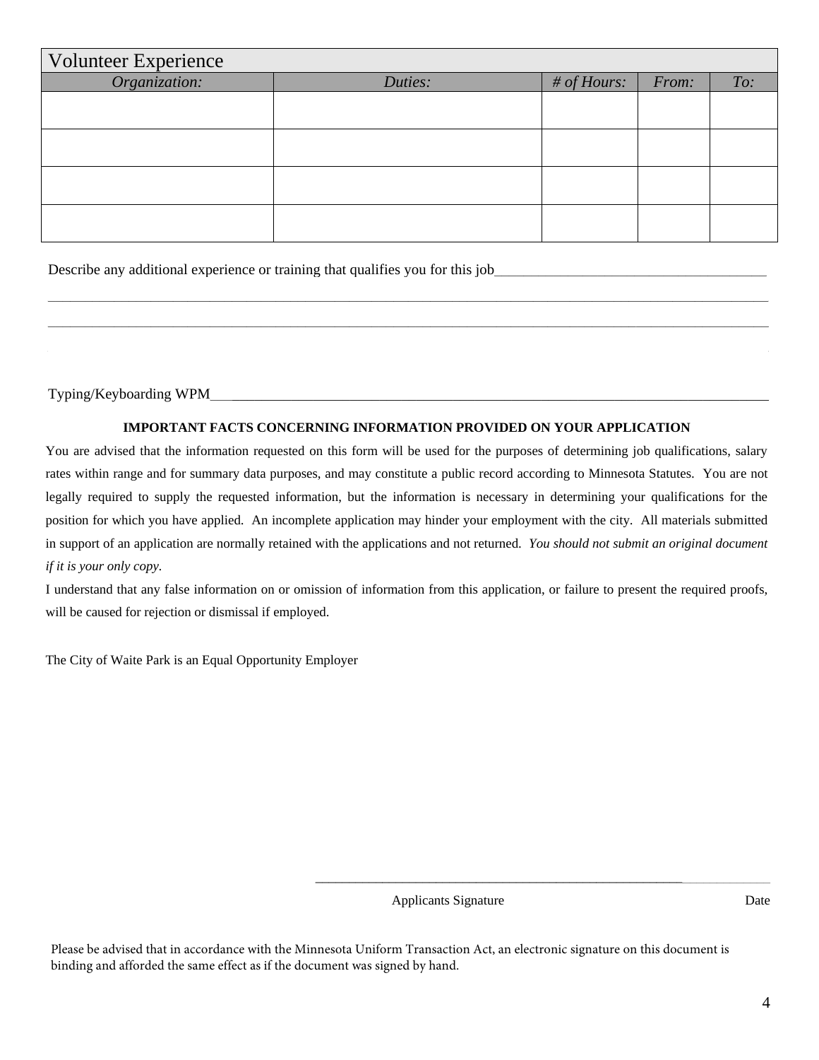## Volunteer Experience

| Organization: | Duties: | # of Hours: | From: | To: |
|---|---|---|---|---|
| | | | | |
| | | | | |
| | | | | |
| | | | | |

Describe any additional experience or training that qualifies you for this job\_\_\_\_\_\_\_\_\_\_\_\_\_\_\_\_\_\_\_\_\_\_\_\_\_\_\_\_\_\_\_\_\_\_\_\_\_\_\_\_

\_\_\_\_\_\_\_\_\_\_\_\_\_\_\_\_\_\_\_\_\_\_\_\_\_\_\_\_\_\_\_\_\_\_\_\_\_\_\_\_\_\_\_\_\_\_\_\_\_\_\_\_\_\_\_\_\_\_\_\_\_\_\_\_\_\_\_\_\_\_\_\_\_\_\_\_\_\_\_\_\_\_\_\_\_\_\_\_\_\_\_\_\_\_\_\_\_\_\_\_

\_\_\_\_\_\_\_\_\_\_\_\_\_\_\_\_\_\_\_\_\_\_\_\_\_\_\_\_\_\_\_\_\_\_\_\_\_\_\_\_\_\_\_\_\_\_\_\_\_\_\_\_\_\_\_\_\_\_\_\_\_\_\_\_\_\_\_\_\_\_\_\_\_\_\_\_\_\_\_\_\_\_\_\_\_\_\_\_\_\_\_\_\_\_\_\_\_\_\_\_

Typing/Keyboarding WPM\_\_\_\_\_\_\_\_\_\_\_\_\_\_\_\_\_\_\_\_\_\_\_\_\_\_\_\_\_\_\_\_\_\_\_\_\_\_\_\_\_\_\_\_\_\_\_\_\_\_\_\_\_\_\_\_\_\_\_\_\_\_\_\_\_\_\_\_\_\_\_\_\_\_\_\_

**IMPORTANT FACTS CONCERNING INFORMATION PROVIDED ON YOUR APPLICATION**

You are advised that the information requested on this form will be used for the purposes of determining job qualifications, salary rates within range and for summary data purposes, and may constitute a public record according to Minnesota Statutes. You are not legally required to supply the requested information, but the information is necessary in determining your qualifications for the position for which you have applied. An incomplete application may hinder your employment with the city. All materials submitted in support of an application are normally retained with the applications and not returned. *You should not submit an original document if it is your only copy.*

I understand that any false information on or omission of information from this application, or failure to present the required proofs, will be caused for rejection or dismissal if employed.

The City of Waite Park is an Equal Opportunity Employer

\_\_\_\_\_\_\_\_\_\_\_\_\_\_\_\_\_\_\_\_\_\_\_\_\_\_\_\_\_\_\_\_\_\_\_\_\_\_\_\_\_\_\_\_\_\_\_\_\_\_\_\_\_\_\_\_\_\_\_\_

Applicants Signature                                        Date

Please be advised that in accordance with the Minnesota Uniform Transaction Act, an electronic signature on this document is binding and afforded the same effect as if the document was signed by hand.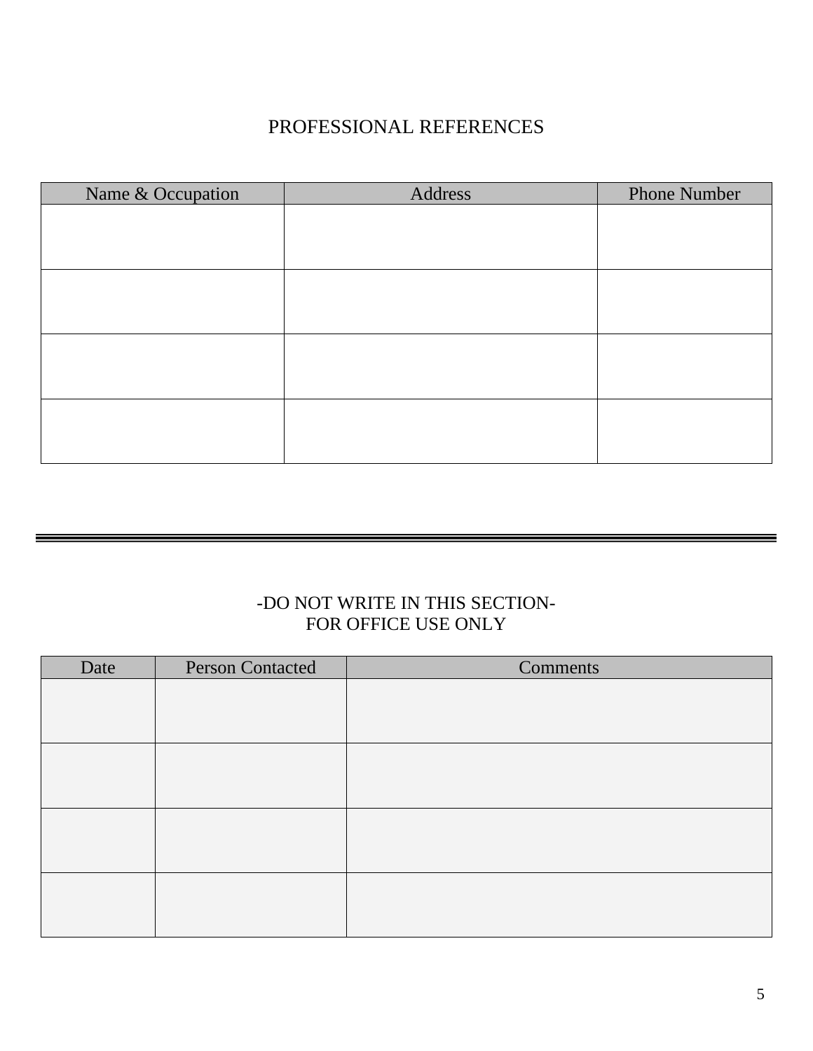## PROFESSIONAL REFERENCES

| Name & Occupation | Address | Phone Number |
|---|---|---|
| | | |
| | | |
| | | |
| | | |

---

## -DO NOT WRITE IN THIS SECTION-
## FOR OFFICE USE ONLY

| Date | Person Contacted | Comments |
|---|---|---|
| | | |
| | | |
| | | |
| | | |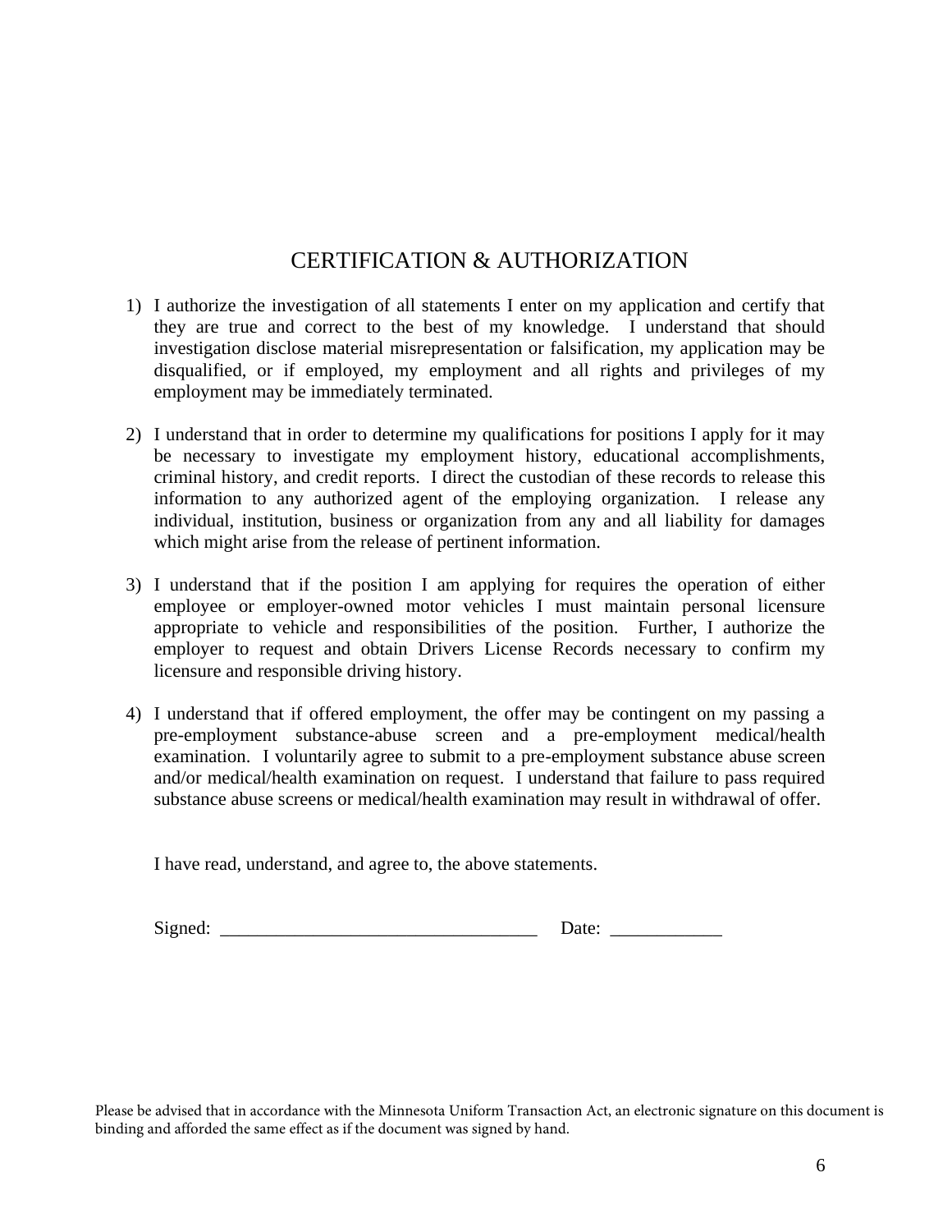# CERTIFICATION & AUTHORIZATION

1) I authorize the investigation of all statements I enter on my application and certify that they are true and correct to the best of my knowledge. I understand that should investigation disclose material misrepresentation or falsification, my application may be disqualified, or if employed, my employment and all rights and privileges of my employment may be immediately terminated.

2) I understand that in order to determine my qualifications for positions I apply for it may be necessary to investigate my employment history, educational accomplishments, criminal history, and credit reports. I direct the custodian of these records to release this information to any authorized agent of the employing organization. I release any individual, institution, business or organization from any and all liability for damages which might arise from the release of pertinent information.

3) I understand that if the position I am applying for requires the operation of either employee or employer-owned motor vehicles I must maintain personal licensure appropriate to vehicle and responsibilities of the position. Further, I authorize the employer to request and obtain Drivers License Records necessary to confirm my licensure and responsible driving history.

4) I understand that if offered employment, the offer may be contingent on my passing a pre-employment substance-abuse screen and a pre-employment medical/health examination. I voluntarily agree to submit to a pre-employment substance abuse screen and/or medical/health examination on request. I understand that failure to pass required substance abuse screens or medical/health examination may result in withdrawal of offer.

I have read, understand, and agree to, the above statements.

Signed: __________________________________ Date: ____________

Please be advised that in accordance with the Minnesota Uniform Transaction Act, an electronic signature on this document is binding and afforded the same effect as if the document was signed by hand.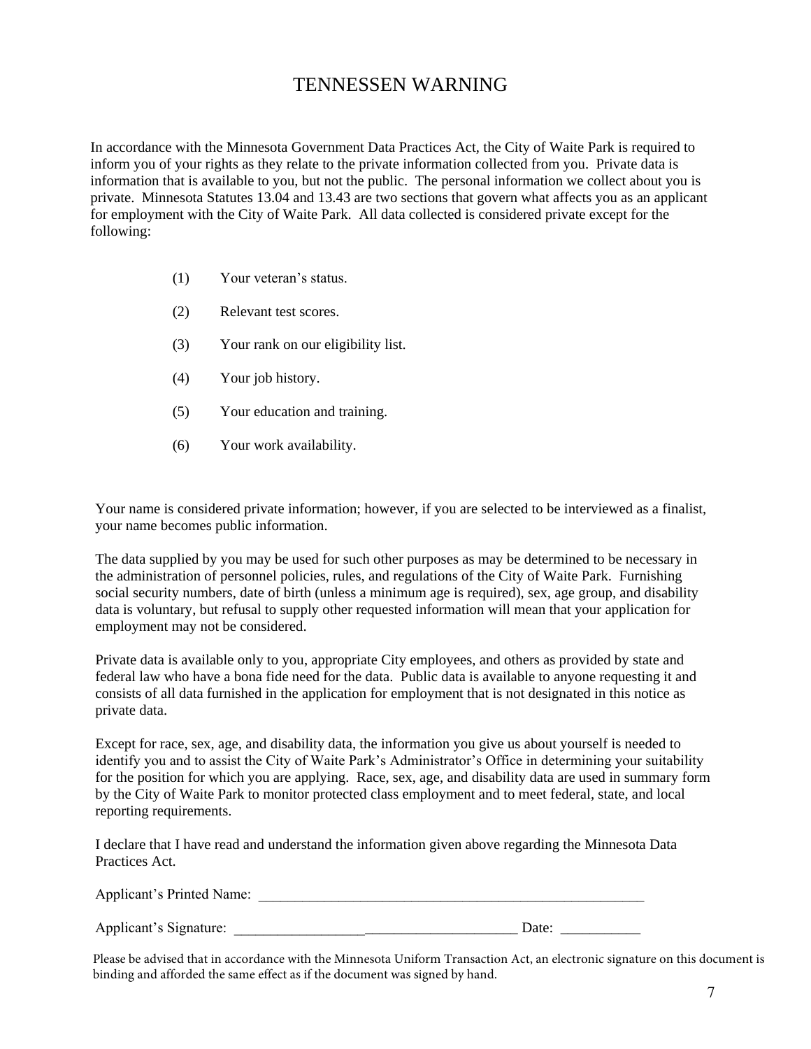# TENNESSEN WARNING

In accordance with the Minnesota Government Data Practices Act, the City of Waite Park is required to inform you of your rights as they relate to the private information collected from you. Private data is information that is available to you, but not the public. The personal information we collect about you is private. Minnesota Statutes 13.04 and 13.43 are two sections that govern what affects you as an applicant for employment with the City of Waite Park. All data collected is considered private except for the following:

(1) Your veteran's status.

(2) Relevant test scores.

(3) Your rank on our eligibility list.

(4) Your job history.

(5) Your education and training.

(6) Your work availability.

Your name is considered private information; however, if you are selected to be interviewed as a finalist, your name becomes public information.

The data supplied by you may be used for such other purposes as may be determined to be necessary in the administration of personnel policies, rules, and regulations of the City of Waite Park. Furnishing social security numbers, date of birth (unless a minimum age is required), sex, age group, and disability data is voluntary, but refusal to supply other requested information will mean that your application for employment may not be considered.

Private data is available only to you, appropriate City employees, and others as provided by state and federal law who have a bona fide need for the data. Public data is available to anyone requesting it and consists of all data furnished in the application for employment that is not designated in this notice as private data.

Except for race, sex, age, and disability data, the information you give us about yourself is needed to identify you and to assist the City of Waite Park's Administrator's Office in determining your suitability for the position for which you are applying. Race, sex, age, and disability data are used in summary form by the City of Waite Park to monitor protected class employment and to meet federal, state, and local reporting requirements.

I declare that I have read and understand the information given above regarding the Minnesota Data Practices Act.

Applicant's Printed Name: ________________________________________________________

Applicant's Signature: ________________________________________ Date: ___________

Please be advised that in accordance with the Minnesota Uniform Transaction Act, an electronic signature on this document is binding and afforded the same effect as if the document was signed by hand.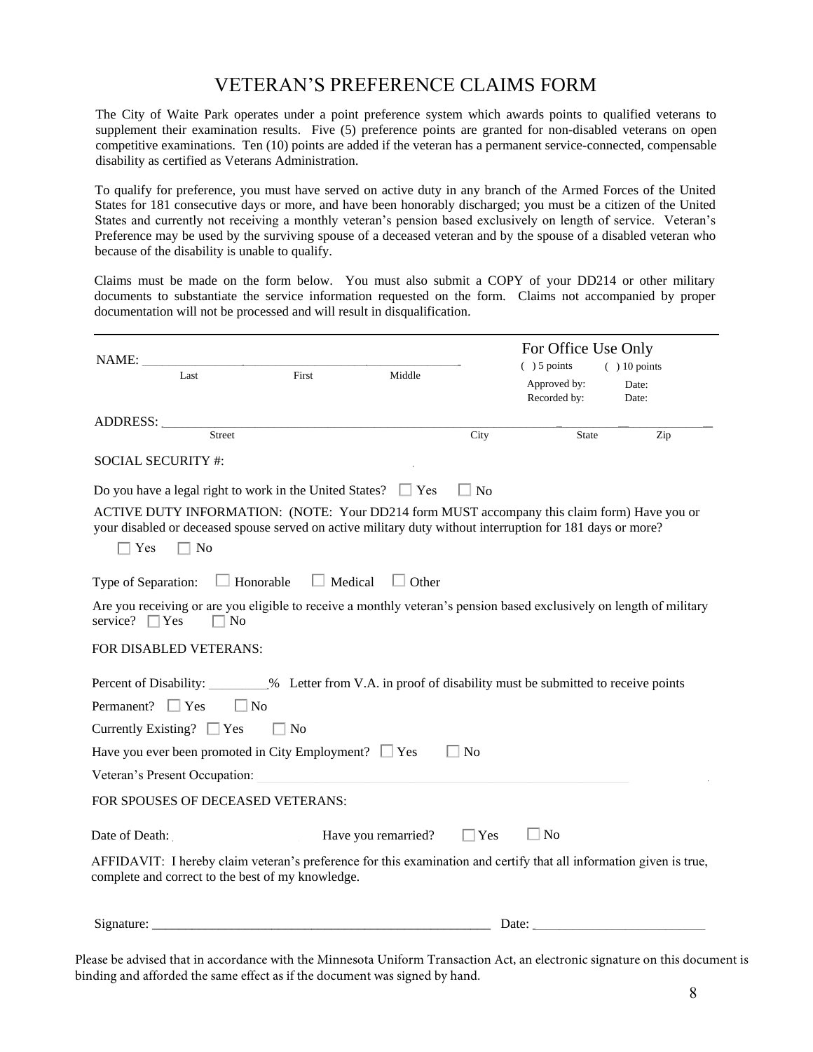# VETERAN'S PREFERENCE CLAIMS FORM

The City of Waite Park operates under a point preference system which awards points to qualified veterans to supplement their examination results. Five (5) preference points are granted for non-disabled veterans on open competitive examinations. Ten (10) points are added if the veteran has a permanent service-connected, compensable disability as certified as Veterans Administration.

To qualify for preference, you must have served on active duty in any branch of the Armed Forces of the United States for 181 consecutive days or more, and have been honorably discharged; you must be a citizen of the United States and currently not receiving a monthly veteran's pension based exclusively on length of service. Veteran's Preference may be used by the surviving spouse of a deceased veteran and by the spouse of a disabled veteran who because of the disability is unable to qualify.

Claims must be made on the form below. You must also submit a COPY of your DD214 or other military documents to substantiate the service information requested on the form. Claims not accompanied by proper documentation will not be processed and will result in disqualification.

---

NAME: ______________________________________________
Last First Middle

For Office Use Only
( ) 5 points ( ) 10 points
Approved by: Date:
Recorded by: Date:

ADDRESS: ____________________________________________________________
Street City State Zip

SOCIAL SECURITY #:

Do you have a legal right to work in the United States? ☐ Yes ☐ No

ACTIVE DUTY INFORMATION: (NOTE: Your DD214 form MUST accompany this claim form) Have you or your disabled or deceased spouse served on active military duty without interruption for 181 days or more?

☐ Yes ☐ No

Type of Separation: ☐ Honorable ☐ Medical ☐ Other

Are you receiving or are you eligible to receive a monthly veteran's pension based exclusively on length of military service? ☐ Yes ☐ No

FOR DISABLED VETERANS:

Percent of Disability: _________% Letter from V.A. in proof of disability must be submitted to receive points

Permanent? ☐ Yes ☐ No

Currently Existing? ☐ Yes ☐ No

Have you ever been promoted in City Employment? ☐ Yes ☐ No

Veteran's Present Occupation:

FOR SPOUSES OF DECEASED VETERANS:

Date of Death: Have you remarried? ☐ Yes ☐ No

AFFIDAVIT: I hereby claim veteran's preference for this examination and certify that all information given is true, complete and correct to the best of my knowledge.

Signature: ___________________________________________________ Date: __________________________

Please be advised that in accordance with the Minnesota Uniform Transaction Act, an electronic signature on this document is binding and afforded the same effect as if the document was signed by hand.